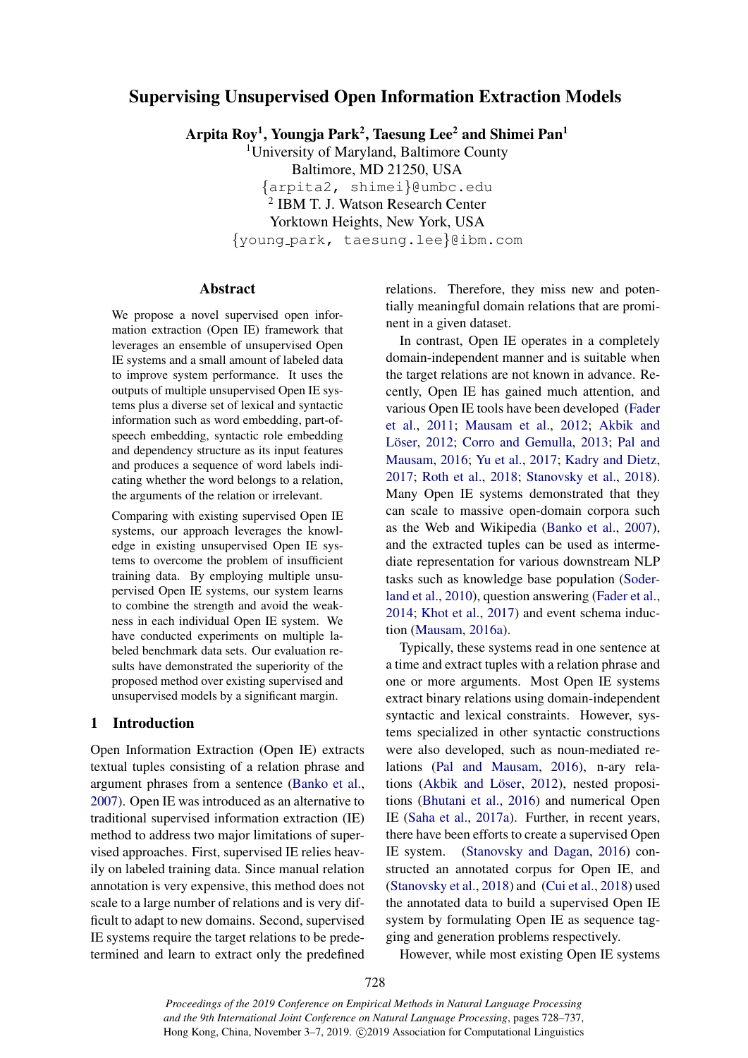# Supervising Unsupervised Open Information Extraction Models

**Arpita Roy[1], Youngja Park[2], Taesung Lee[2] and Shimei Pan[1]**

[1]University of Maryland, Baltimore County
Baltimore, MD 21250, USA
{arpita2, shimei}@umbc.edu

[2] IBM T. J. Watson Research Center
Yorktown Heights, New York, USA
{young_park, taesung.lee}@ibm.com

## Abstract

We propose a novel supervised open information extraction (Open IE) framework that leverages an ensemble of unsupervised Open IE systems and a small amount of labeled data to improve system performance. It uses the outputs of multiple unsupervised Open IE systems plus a diverse set of lexical and syntactic information such as word embedding, part-of-speech embedding, syntactic role embedding and dependency structure as its input features and produces a sequence of word labels indicating whether the word belongs to a relation, the arguments of the relation or irrelevant.

Comparing with existing supervised Open IE systems, our approach leverages the knowledge in existing unsupervised Open IE systems to overcome the problem of insufficient training data. By employing multiple unsupervised Open IE systems, our system learns to combine the strength and avoid the weakness in each individual Open IE system. We have conducted experiments on multiple labeled benchmark data sets. Our evaluation results have demonstrated the superiority of the proposed method over existing supervised and unsupervised models by a significant margin.

## 1 Introduction

Open Information Extraction (Open IE) extracts textual tuples consisting of a relation phrase and argument phrases from a sentence (Banko et al., 2007). Open IE was introduced as an alternative to traditional supervised information extraction (IE) method to address two major limitations of supervised approaches. First, supervised IE relies heavily on labeled training data. Since manual relation annotation is very expensive, this method does not scale to a large number of relations and is very difficult to adapt to new domains. Second, supervised IE systems require the target relations to be predetermined and learn to extract only the predefined relations. Therefore, they miss new and potentially meaningful domain relations that are prominent in a given dataset.

In contrast, Open IE operates in a completely domain-independent manner and is suitable when the target relations are not known in advance. Recently, Open IE has gained much attention, and various Open IE tools have been developed (Fader et al., 2011; Mausam et al., 2012; Akbik and Löser, 2012; Corro and Gemulla, 2013; Pal and Mausam, 2016; Yu et al., 2017; Kadry and Dietz, 2017; Roth et al., 2018; Stanovsky et al., 2018). Many Open IE systems demonstrated that they can scale to massive open-domain corpora such as the Web and Wikipedia (Banko et al., 2007), and the extracted tuples can be used as intermediate representation for various downstream NLP tasks such as knowledge base population (Soderland et al., 2010), question answering (Fader et al., 2014; Khot et al., 2017) and event schema induction (Mausam, 2016a).

Typically, these systems read in one sentence at a time and extract tuples with a relation phrase and one or more arguments. Most Open IE systems extract binary relations using domain-independent syntactic and lexical constraints. However, systems specialized in other syntactic constructions were also developed, such as noun-mediated relations (Pal and Mausam, 2016), n-ary relations (Akbik and Löser, 2012), nested propositions (Bhutani et al., 2016) and numerical Open IE (Saha et al., 2017a). Further, in recent years, there have been efforts to create a supervised Open IE system. (Stanovsky and Dagan, 2016) constructed an annotated corpus for Open IE, and (Stanovsky et al., 2018) and (Cui et al., 2018) used the annotated data to build a supervised Open IE system by formulating Open IE as sequence tagging and generation problems respectively.

However, while most existing Open IE systems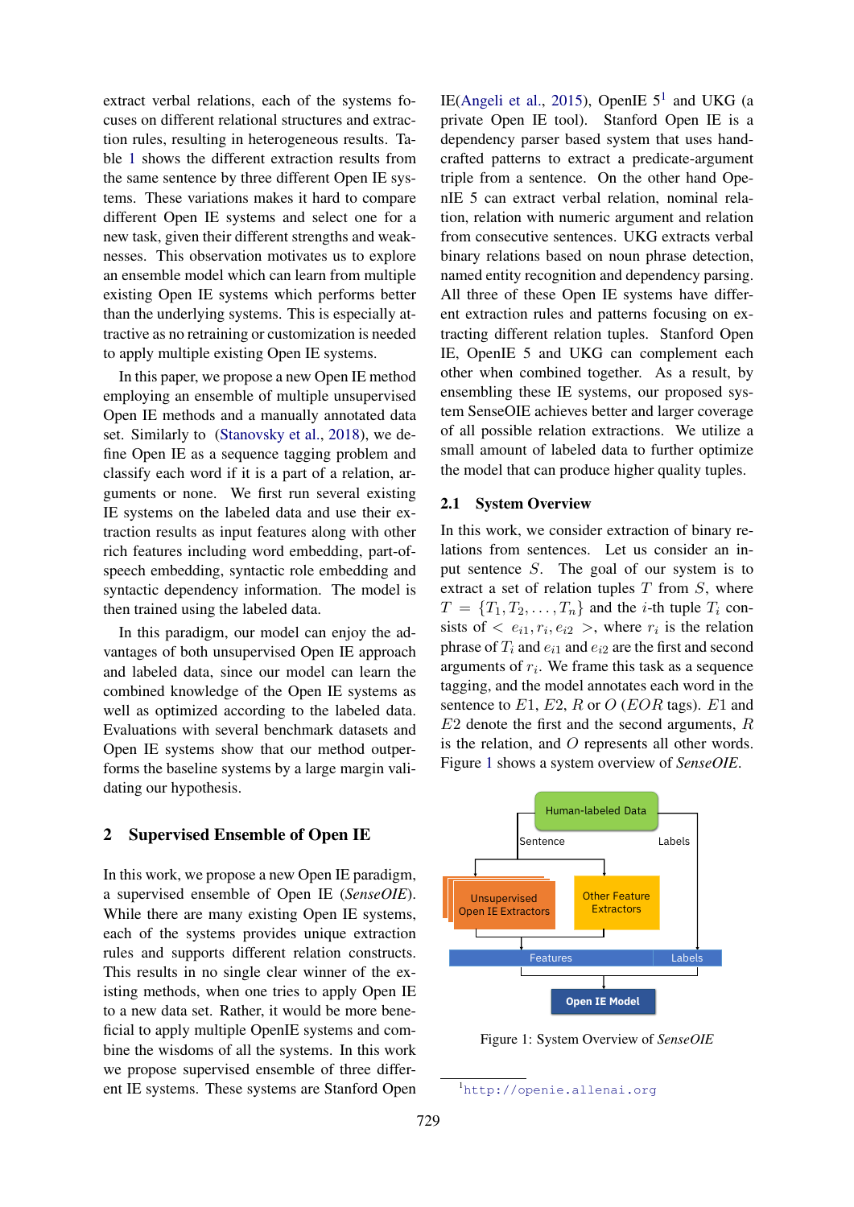extract verbal relations, each of the systems focuses on different relational structures and extraction rules, resulting in heterogeneous results. Table 1 shows the different extraction results from the same sentence by three different Open IE systems. These variations makes it hard to compare different Open IE systems and select one for a new task, given their different strengths and weaknesses. This observation motivates us to explore an ensemble model which can learn from multiple existing Open IE systems which performs better than the underlying systems. This is especially attractive as no retraining or customization is needed to apply multiple existing Open IE systems.

In this paper, we propose a new Open IE method employing an ensemble of multiple unsupervised Open IE methods and a manually annotated data set. Similarly to (Stanovsky et al., 2018), we define Open IE as a sequence tagging problem and classify each word if it is a part of a relation, arguments or none. We first run several existing IE systems on the labeled data and use their extraction results as input features along with other rich features including word embedding, part-of-speech embedding, syntactic role embedding and syntactic dependency information. The model is then trained using the labeled data.

In this paradigm, our model can enjoy the advantages of both unsupervised Open IE approach and labeled data, since our model can learn the combined knowledge of the Open IE systems as well as optimized according to the labeled data. Evaluations with several benchmark datasets and Open IE systems show that our method outperforms the baseline systems by a large margin validating our hypothesis.

## 2 Supervised Ensemble of Open IE

In this work, we propose a new Open IE paradigm, a supervised ensemble of Open IE (*SenseOIE*). While there are many existing Open IE systems, each of the systems provides unique extraction rules and supports different relation constructs. This results in no single clear winner of the existing methods, when one tries to apply Open IE to a new data set. Rather, it would be more beneficial to apply multiple OpenIE systems and combine the wisdoms of all the systems. In this work we propose supervised ensemble of three different IE systems. These systems are Stanford Open IE(Angeli et al., 2015), OpenIE 5[1] and UKG (a private Open IE tool). Stanford Open IE is a dependency parser based system that uses hand-crafted patterns to extract a predicate-argument triple from a sentence. On the other hand OpenIE 5 can extract verbal relation, nominal relation, relation with numeric argument and relation from consecutive sentences. UKG extracts verbal binary relations based on noun phrase detection, named entity recognition and dependency parsing. All three of these Open IE systems have different extraction rules and patterns focusing on extracting different relation tuples. Stanford Open IE, OpenIE 5 and UKG can complement each other when combined together. As a result, by ensembling these IE systems, our proposed system SenseOIE achieves better and larger coverage of all possible relation extractions. We utilize a small amount of labeled data to further optimize the model that can produce higher quality tuples.

### 2.1 System Overview

In this work, we consider extraction of binary relations from sentences. Let us consider an input sentence $S$. The goal of our system is to extract a set of relation tuples $T$ from $S$, where $T = \{T_1, T_2, \ldots, T_n\}$ and the $i$-th tuple $T_i$ consists of $< e_{i1}, r_i, e_{i2} >$, where $r_i$ is the relation phrase of $T_i$ and $e_{i1}$ and $e_{i2}$ are the first and second arguments of $r_i$. We frame this task as a sequence tagging, and the model annotates each word in the sentence to $E1$, $E2$, $R$ or $O$ ($EOR$ tags). $E1$ and $E2$ denote the first and the second arguments, $R$ is the relation, and $O$ represents all other words. Figure 1 shows a system overview of *SenseOIE*.

Figure 1: System Overview of *SenseOIE*

[1] http://openie.allenai.org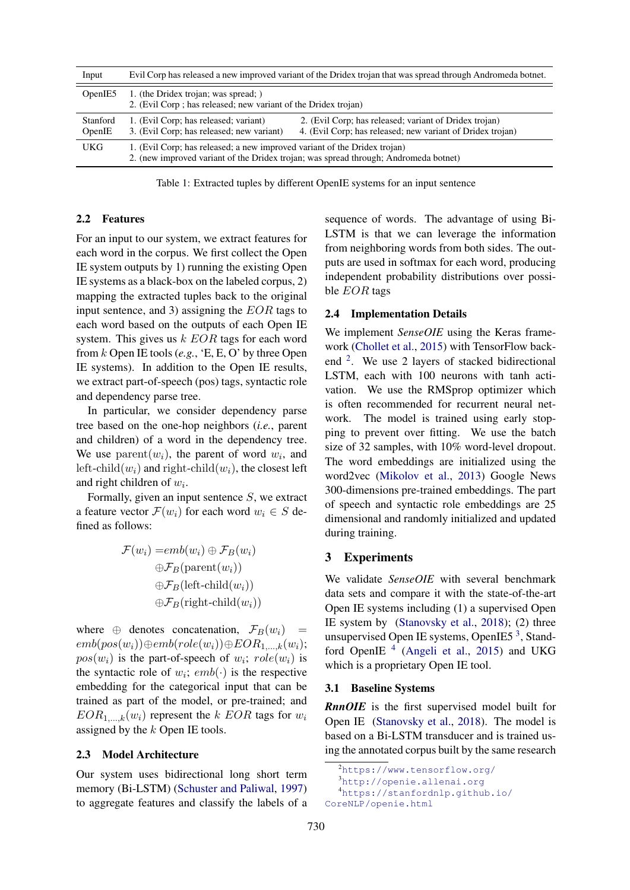| Input | Evil Corp has released a new improved variant of the Dridex trojan that was spread through Andromeda botnet. | |
|---|---|---|
| OpenIE5 | 1. (the Dridex trojan; was spread; )<br>2. (Evil Corp ; has released; new variant of the Dridex trojan) | |
| Stanford OpenIE | 1. (Evil Corp; has released; variant)<br>3. (Evil Corp; has released; new variant) | 2. (Evil Corp; has released; variant of Dridex trojan)<br>4. (Evil Corp; has released; new variant of Dridex trojan) |
| UKG | 1. (Evil Corp; has released; a new improved variant of the Dridex trojan)<br>2. (new improved variant of the Dridex trojan; was spread through; Andromeda botnet) | |

Table 1: Extracted tuples by different OpenIE systems for an input sentence

### 2.2 Features

For an input to our system, we extract features for each word in the corpus. We first collect the Open IE system outputs by 1) running the existing Open IE systems as a black-box on the labeled corpus, 2) mapping the extracted tuples back to the original input sentence, and 3) assigning the $EOR$ tags to each word based on the outputs of each Open IE system. This gives us $k$ $EOR$ tags for each word from $k$ Open IE tools (*e.g.*, 'E, E, O' by three Open IE systems). In addition to the Open IE results, we extract part-of-speech (pos) tags, syntactic role and dependency parse tree.

In particular, we consider dependency parse tree based on the one-hop neighbors (*i.e.*, parent and children) of a word in the dependency tree. We use $\text{parent}(w_i)$, the parent of word $w_i$, and $\text{left-child}(w_i)$ and $\text{right-child}(w_i)$, the closest left and right children of $w_i$.

Formally, given an input sentence $S$, we extract a feature vector $\mathcal{F}(w_i)$ for each word $w_i \in S$ defined as follows:

$$
\begin{aligned}
\mathcal{F}(w_i) =& emb(w_i) \oplus \mathcal{F}_B(w_i) \\
&\oplus \mathcal{F}_B(\text{parent}(w_i)) \\
&\oplus \mathcal{F}_B(\text{left-child}(w_i)) \\
&\oplus \mathcal{F}_B(\text{right-child}(w_i))
\end{aligned}
$$

where $\oplus$ denotes concatenation, $\mathcal{F}_B(w_i) = emb(pos(w_i)) \oplus emb(role(w_i)) \oplus EOR_{1,\ldots,k}(w_i)$; $pos(w_i)$ is the part-of-speech of $w_i$; $role(w_i)$ is the syntactic role of $w_i$; $emb(\cdot)$ is the respective embedding for the categorical input that can be trained as part of the model, or pre-trained; and $EOR_{1,\ldots,k}(w_i)$ represent the $k$ $EOR$ tags for $w_i$ assigned by the $k$ Open IE tools.

### 2.3 Model Architecture

Our system uses bidirectional long short term memory (Bi-LSTM) (Schuster and Paliwal, 1997) to aggregate features and classify the labels of a sequence of words. The advantage of using Bi-LSTM is that we can leverage the information from neighboring words from both sides. The outputs are used in softmax for each word, producing independent probability distributions over possible $EOR$ tags

### 2.4 Implementation Details

We implement *SenseOIE* using the Keras framework (Chollet et al., 2015) with TensorFlow backend [2]. We use 2 layers of stacked bidirectional LSTM, each with 100 neurons with tanh activation. We use the RMSprop optimizer which is often recommended for recurrent neural network. The model is trained using early stopping to prevent over fitting. We use the batch size of 32 samples, with 10% word-level dropout. The word embeddings are initialized using the word2vec (Mikolov et al., 2013) Google News 300-dimensions pre-trained embeddings. The part of speech and syntactic role embeddings are 25 dimensional and randomly initialized and updated during training.

## 3 Experiments

We validate *SenseOIE* with several benchmark data sets and compare it with the state-of-the-art Open IE systems including (1) a supervised Open IE system by (Stanovsky et al., 2018); (2) three unsupervised Open IE systems, OpenIE5 [3], Stanford OpenIE [4] (Angeli et al., 2015) and UKG which is a proprietary Open IE tool.

### 3.1 Baseline Systems

***RnnOIE*** is the first supervised model built for Open IE (Stanovsky et al., 2018). The model is based on a Bi-LSTM transducer and is trained using the annotated corpus built by the same research

[2] https://www.tensorflow.org/

[3] http://openie.allenai.org

[4] https://stanfordnlp.github.io/CoreNLP/openie.html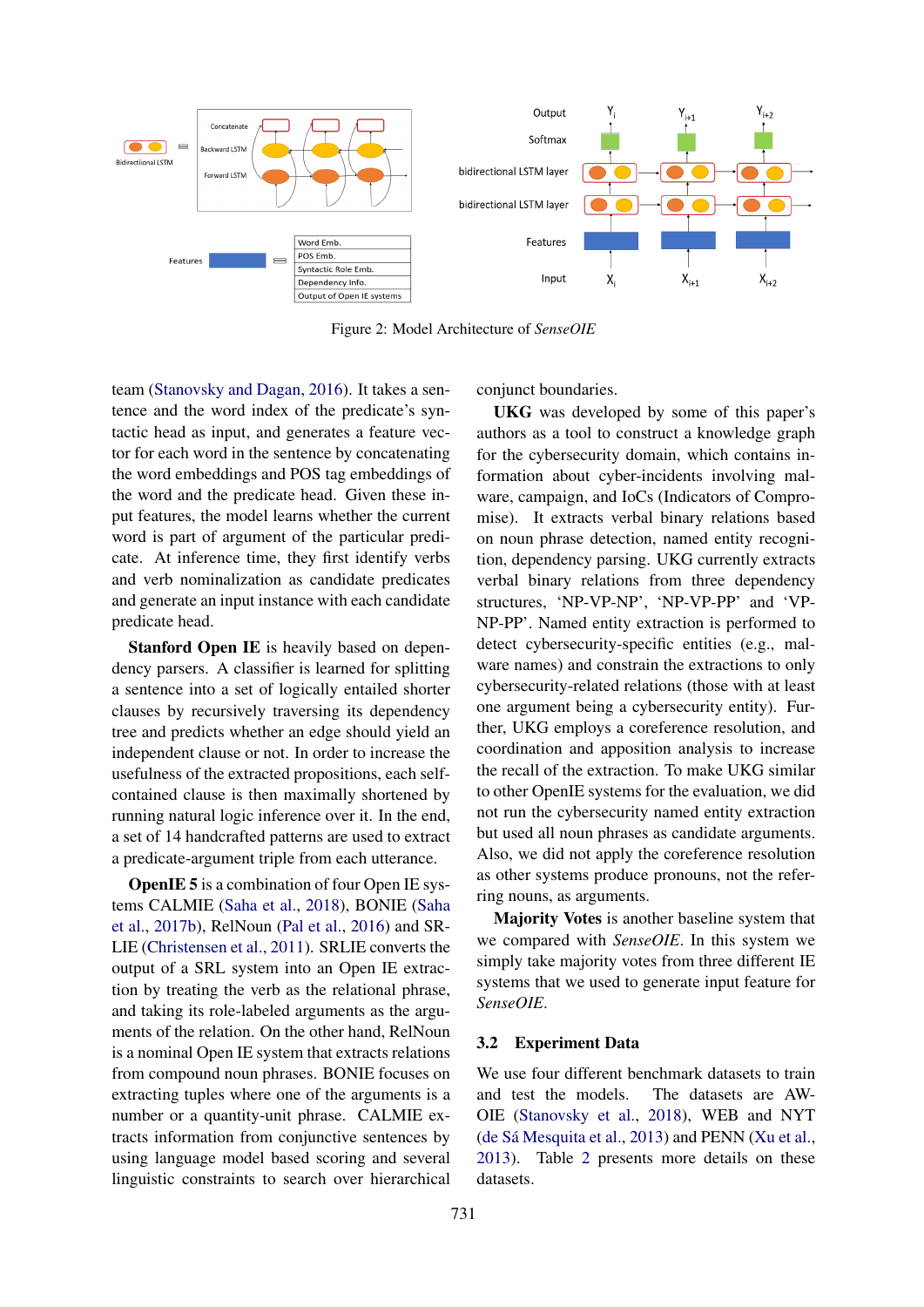Figure 2: Model Architecture of *SenseOIE*

team (Stanovsky and Dagan, 2016). It takes a sentence and the word index of the predicate's syntactic head as input, and generates a feature vector for each word in the sentence by concatenating the word embeddings and POS tag embeddings of the word and the predicate head. Given these input features, the model learns whether the current word is part of argument of the particular predicate. At inference time, they first identify verbs and verb nominalization as candidate predicates and generate an input instance with each candidate predicate head.

**Stanford Open IE** is heavily based on dependency parsers. A classifier is learned for splitting a sentence into a set of logically entailed shorter clauses by recursively traversing its dependency tree and predicts whether an edge should yield an independent clause or not. In order to increase the usefulness of the extracted propositions, each self-contained clause is then maximally shortened by running natural logic inference over it. In the end, a set of 14 handcrafted patterns are used to extract a predicate-argument triple from each utterance.

**OpenIE 5** is a combination of four Open IE systems CALMIE (Saha et al., 2018), BONIE (Saha et al., 2017b), RelNoun (Pal et al., 2016) and SRLIE (Christensen et al., 2011). SRLIE converts the output of a SRL system into an Open IE extraction by treating the verb as the relational phrase, and taking its role-labeled arguments as the arguments of the relation. On the other hand, RelNoun is a nominal Open IE system that extracts relations from compound noun phrases. BONIE focuses on extracting tuples where one of the arguments is a number or a quantity-unit phrase. CALMIE extracts information from conjunctive sentences by using language model based scoring and several linguistic constraints to search over hierarchical conjunct boundaries.

**UKG** was developed by some of this paper's authors as a tool to construct a knowledge graph for the cybersecurity domain, which contains information about cyber-incidents involving malware, campaign, and IoCs (Indicators of Compromise). It extracts verbal binary relations based on noun phrase detection, named entity recognition, dependency parsing. UKG currently extracts verbal binary relations from three dependency structures, 'NP-VP-NP', 'NP-VP-PP' and 'VP-NP-PP'. Named entity extraction is performed to detect cybersecurity-specific entities (e.g., malware names) and constrain the extractions to only cybersecurity-related relations (those with at least one argument being a cybersecurity entity). Further, UKG employs a coreference resolution, and coordination and apposition analysis to increase the recall of the extraction. To make UKG similar to other OpenIE systems for the evaluation, we did not run the cybersecurity named entity extraction but used all noun phrases as candidate arguments. Also, we did not apply the coreference resolution as other systems produce pronouns, not the referring nouns, as arguments.

**Majority Votes** is another baseline system that we compared with *SenseOIE*. In this system we simply take majority votes from three different IE systems that we used to generate input feature for *SenseOIE*.

## 3.2 Experiment Data

We use four different benchmark datasets to train and test the models. The datasets are AW-OIE (Stanovsky et al., 2018), WEB and NYT (de Sá Mesquita et al., 2013) and PENN (Xu et al., 2013). Table 2 presents more details on these datasets.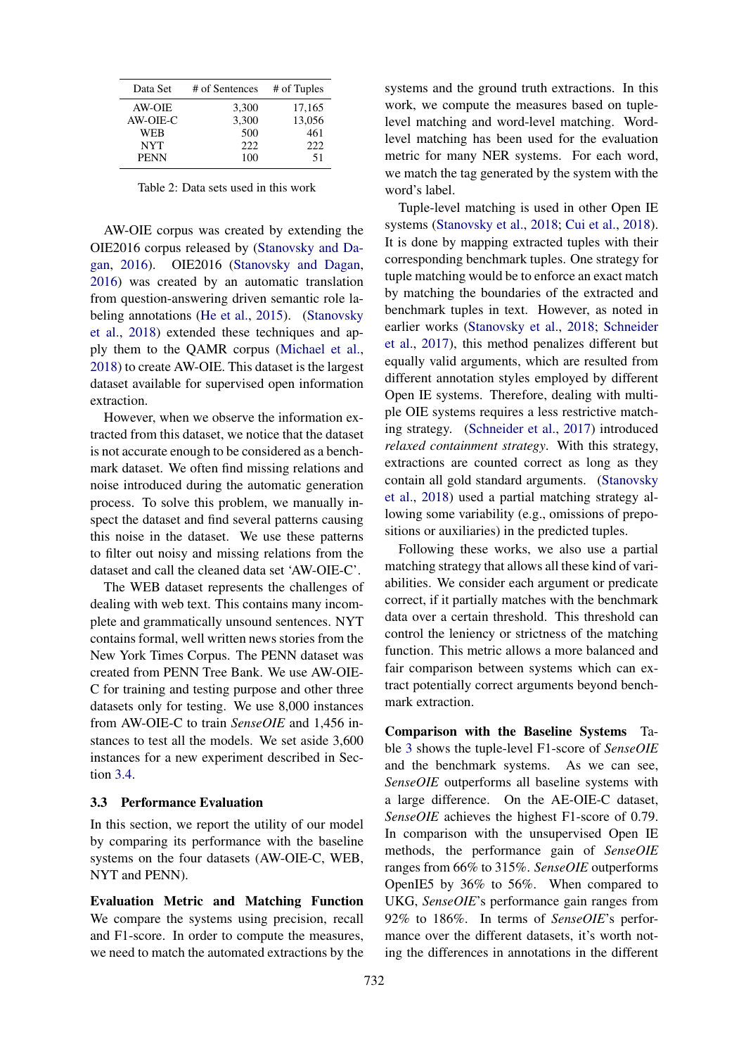| Data Set | # of Sentences | # of Tuples |
|---|---|---|
| AW-OIE | 3,300 | 17,165 |
| AW-OIE-C | 3,300 | 13,056 |
| WEB | 500 | 461 |
| NYT | 222 | 222 |
| PENN | 100 | 51 |

Table 2: Data sets used in this work

AW-OIE corpus was created by extending the OIE2016 corpus released by (Stanovsky and Dagan, 2016). OIE2016 (Stanovsky and Dagan, 2016) was created by an automatic translation from question-answering driven semantic role labeling annotations (He et al., 2015). (Stanovsky et al., 2018) extended these techniques and apply them to the QAMR corpus (Michael et al., 2018) to create AW-OIE. This dataset is the largest dataset available for supervised open information extraction.

However, when we observe the information extracted from this dataset, we notice that the dataset is not accurate enough to be considered as a benchmark dataset. We often find missing relations and noise introduced during the automatic generation process. To solve this problem, we manually inspect the dataset and find several patterns causing this noise in the dataset. We use these patterns to filter out noisy and missing relations from the dataset and call the cleaned data set 'AW-OIE-C'.

The WEB dataset represents the challenges of dealing with web text. This contains many incomplete and grammatically unsound sentences. NYT contains formal, well written news stories from the New York Times Corpus. The PENN dataset was created from PENN Tree Bank. We use AW-OIE-C for training and testing purpose and other three datasets only for testing. We use 8,000 instances from AW-OIE-C to train *SenseOIE* and 1,456 instances to test all the models. We set aside 3,600 instances for a new experiment described in Section 3.4.

### 3.3 Performance Evaluation

In this section, we report the utility of our model by comparing its performance with the baseline systems on the four datasets (AW-OIE-C, WEB, NYT and PENN).

**Evaluation Metric and Matching Function** We compare the systems using precision, recall and F1-score. In order to compute the measures, we need to match the automated extractions by the systems and the ground truth extractions. In this work, we compute the measures based on tuple-level matching and word-level matching. Word-level matching has been used for the evaluation metric for many NER systems. For each word, we match the tag generated by the system with the word's label.

Tuple-level matching is used in other Open IE systems (Stanovsky et al., 2018; Cui et al., 2018). It is done by mapping extracted tuples with their corresponding benchmark tuples. One strategy for tuple matching would be to enforce an exact match by matching the boundaries of the extracted and benchmark tuples in text. However, as noted in earlier works (Stanovsky et al., 2018; Schneider et al., 2017), this method penalizes different but equally valid arguments, which are resulted from different annotation styles employed by different Open IE systems. Therefore, dealing with multiple OIE systems requires a less restrictive matching strategy. (Schneider et al., 2017) introduced *relaxed containment strategy*. With this strategy, extractions are counted correct as long as they contain all gold standard arguments. (Stanovsky et al., 2018) used a partial matching strategy allowing some variability (e.g., omissions of prepositions or auxiliaries) in the predicted tuples.

Following these works, we also use a partial matching strategy that allows all these kind of variabilities. We consider each argument or predicate correct, if it partially matches with the benchmark data over a certain threshold. This threshold can control the leniency or strictness of the matching function. This metric allows a more balanced and fair comparison between systems which can extract potentially correct arguments beyond benchmark extraction.

**Comparison with the Baseline Systems** Table 3 shows the tuple-level F1-score of *SenseOIE* and the benchmark systems. As we can see, *SenseOIE* outperforms all baseline systems with a large difference. On the AE-OIE-C dataset, *SenseOIE* achieves the highest F1-score of 0.79. In comparison with the unsupervised Open IE methods, the performance gain of *SenseOIE* ranges from 66% to 315%. *SenseOIE* outperforms OpenIE5 by 36% to 56%. When compared to UKG, *SenseOIE*'s performance gain ranges from 92% to 186%. In terms of *SenseOIE*'s performance over the different datasets, it's worth noting the differences in annotations in the different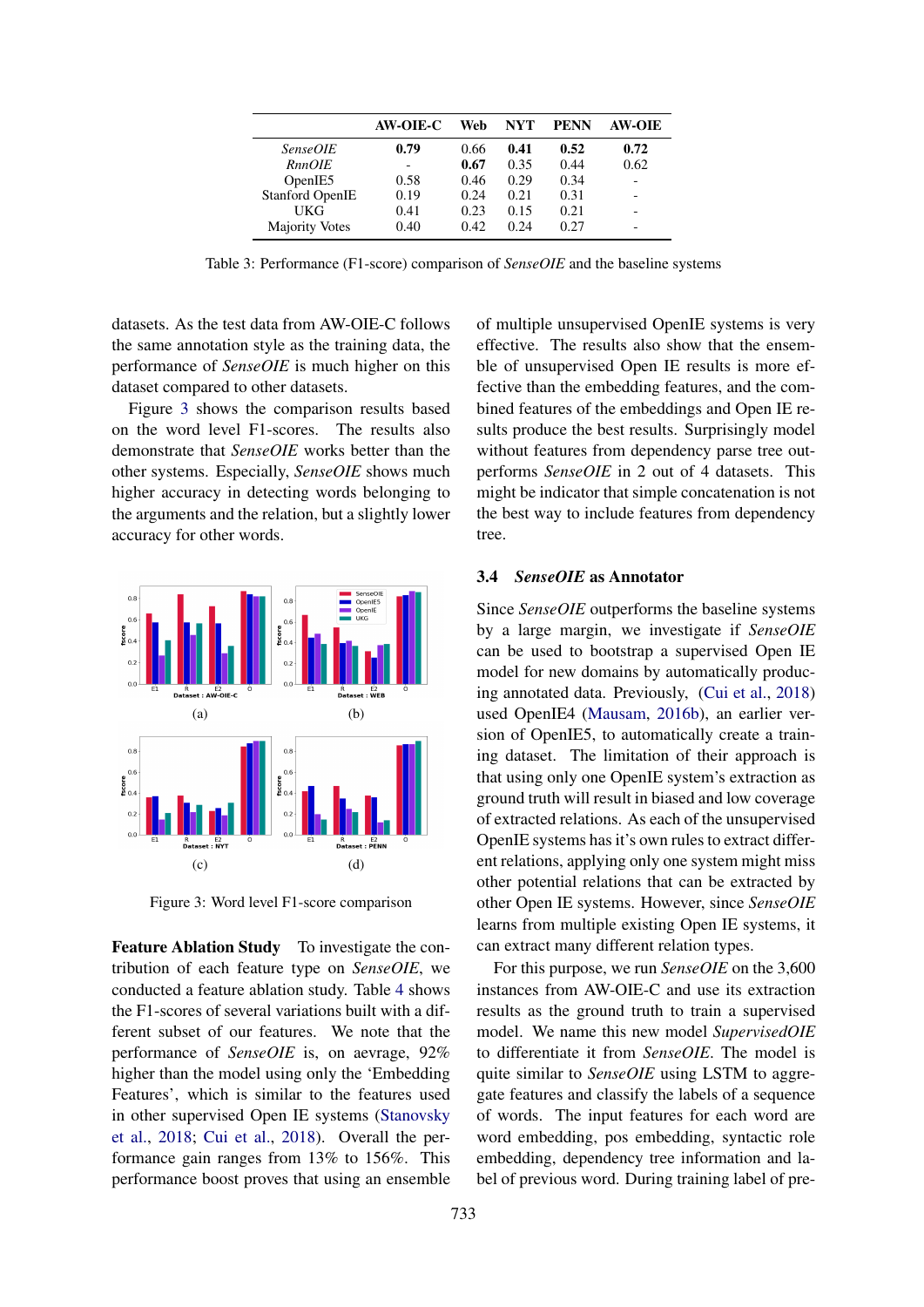| | AW-OIE-C | Web | NYT | PENN | AW-OIE |
|---|---|---|---|---|---|
| *SenseOIE* | **0.79** | 0.66 | **0.41** | **0.52** | **0.72** |
| *RnnOIE* | - | **0.67** | 0.35 | 0.44 | 0.62 |
| OpenIE5 | 0.58 | 0.46 | 0.29 | 0.34 | - |
| Stanford OpenIE | 0.19 | 0.24 | 0.21 | 0.31 | - |
| UKG | 0.41 | 0.23 | 0.15 | 0.21 | - |
| Majority Votes | 0.40 | 0.42 | 0.24 | 0.27 | - |

Table 3: Performance (F1-score) comparison of *SenseOIE* and the baseline systems

datasets. As the test data from AW-OIE-C follows the same annotation style as the training data, the performance of *SenseOIE* is much higher on this dataset compared to other datasets.

Figure 3 shows the comparison results based on the word level F1-scores. The results also demonstrate that *SenseOIE* works better than the other systems. Especially, *SenseOIE* shows much higher accuracy in detecting words belonging to the arguments and the relation, but a slightly lower accuracy for other words.

Figure 3: Word level F1-score comparison

**Feature Ablation Study** To investigate the contribution of each feature type on *SenseOIE*, we conducted a feature ablation study. Table 4 shows the F1-scores of several variations built with a different subset of our features. We note that the performance of *SenseOIE* is, on aevrage, 92% higher than the model using only the 'Embedding Features', which is similar to the features used in other supervised Open IE systems (Stanovsky et al., 2018; Cui et al., 2018). Overall the performance gain ranges from 13% to 156%. This performance boost proves that using an ensemble of multiple unsupervised OpenIE systems is very effective. The results also show that the ensemble of unsupervised Open IE results is more effective than the embedding features, and the combined features of the embeddings and Open IE results produce the best results. Surprisingly model without features from dependency parse tree outperforms *SenseOIE* in 2 out of 4 datasets. This might be indicator that simple concatenation is not the best way to include features from dependency tree.

### 3.4 *SenseOIE* as Annotator

Since *SenseOIE* outperforms the baseline systems by a large margin, we investigate if *SenseOIE* can be used to bootstrap a supervised Open IE model for new domains by automatically producing annotated data. Previously, (Cui et al., 2018) used OpenIE4 (Mausam, 2016b), an earlier version of OpenIE5, to automatically create a training dataset. The limitation of their approach is that using only one OpenIE system's extraction as ground truth will result in biased and low coverage of extracted relations. As each of the unsupervised OpenIE systems has it's own rules to extract different relations, applying only one system might miss other potential relations that can be extracted by other Open IE systems. However, since *SenseOIE* learns from multiple existing Open IE systems, it can extract many different relation types.

For this purpose, we run *SenseOIE* on the 3,600 instances from AW-OIE-C and use its extraction results as the ground truth to train a supervised model. We name this new model *SupervisedOIE* to differentiate it from *SenseOIE*. The model is quite similar to *SenseOIE* using LSTM to aggregate features and classify the labels of a sequence of words. The input features for each word are word embedding, pos embedding, syntactic role embedding, dependency tree information and label of previous word. During training label of pre-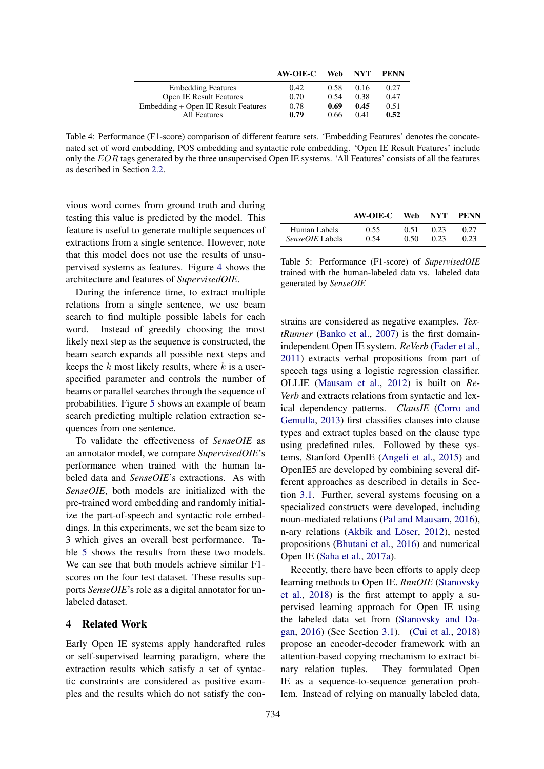|  | AW-OIE-C | Web | NYT | PENN |
|---|---|---|---|---|
| Embedding Features | 0.42 | 0.58 | 0.16 | 0.27 |
| Open IE Result Features | 0.70 | 0.54 | 0.38 | 0.47 |
| Embedding + Open IE Result Features | 0.78 | **0.69** | **0.45** | 0.51 |
| All Features | **0.79** | 0.66 | 0.41 | **0.52** |

Table 4: Performance (F1-score) comparison of different feature sets. 'Embedding Features' denotes the concatenated set of word embedding, POS embedding and syntactic role embedding. 'Open IE Result Features' include only the $EOR$ tags generated by the three unsupervised Open IE systems. 'All Features' consists of all the features as described in Section 2.2.

vious word comes from ground truth and during testing this value is predicted by the model. This feature is useful to generate multiple sequences of extractions from a single sentence. However, note that this model does not use the results of unsupervised systems as features. Figure 4 shows the architecture and features of *SupervisedOIE*.

During the inference time, to extract multiple relations from a single sentence, we use beam search to find multiple possible labels for each word. Instead of greedily choosing the most likely next step as the sequence is constructed, the beam search expands all possible next steps and keeps the $k$ most likely results, where $k$ is a user-specified parameter and controls the number of beams or parallel searches through the sequence of probabilities. Figure 5 shows an example of beam search predicting multiple relation extraction sequences from one sentence.

To validate the effectiveness of *SenseOIE* as an annotator model, we compare *SupervisedOIE*'s performance when trained with the human labeled data and *SenseOIE*'s extractions. As with *SenseOIE*, both models are initialized with the pre-trained word embedding and randomly initialize the part-of-speech and syntactic role embeddings. In this experiments, we set the beam size to 3 which gives an overall best performance. Table 5 shows the results from these two models. We can see that both models achieve similar F1-scores on the four test dataset. These results supports *SenseOIE*'s role as a digital annotator for unlabeled dataset.

|  | AW-OIE-C | Web | NYT | PENN |
|---|---|---|---|---|
| Human Labels | 0.55 | 0.51 | 0.23 | 0.27 |
| *SenseOIE* Labels | 0.54 | 0.50 | 0.23 | 0.23 |

Table 5: Performance (F1-score) of *SupervisedOIE* trained with the human-labeled data vs. labeled data generated by *SenseOIE*

## 4 Related Work

Early Open IE systems apply handcrafted rules or self-supervised learning paradigm, where the extraction results which satisfy a set of syntactic constraints are considered as positive examples and the results which do not satisfy the constraints are considered as negative examples. *TextRunner* (Banko et al., 2007) is the first domain-independent Open IE system. *ReVerb* (Fader et al., 2011) extracts verbal propositions from part of speech tags using a logistic regression classifier. OLLIE (Mausam et al., 2012) is built on *ReVerb* and extracts relations from syntactic and lexical dependency patterns. *ClausIE* (Corro and Gemulla, 2013) first classifies clauses into clause types and extract tuples based on the clause type using predefined rules. Followed by these systems, Stanford OpenIE (Angeli et al., 2015) and OpenIE5 are developed by combining several different approaches as described in details in Section 3.1. Further, several systems focusing on a specialized constructs were developed, including noun-mediated relations (Pal and Mausam, 2016), n-ary relations (Akbik and Löser, 2012), nested propositions (Bhutani et al., 2016) and numerical Open IE (Saha et al., 2017a).

Recently, there have been efforts to apply deep learning methods to Open IE. *RnnOIE* (Stanovsky et al., 2018) is the first attempt to apply a supervised learning approach for Open IE using the labeled data set from (Stanovsky and Dagan, 2016) (See Section 3.1). (Cui et al., 2018) propose an encoder-decoder framework with an attention-based copying mechanism to extract binary relation tuples. They formulated Open IE as a sequence-to-sequence generation problem. Instead of relying on manually labeled data,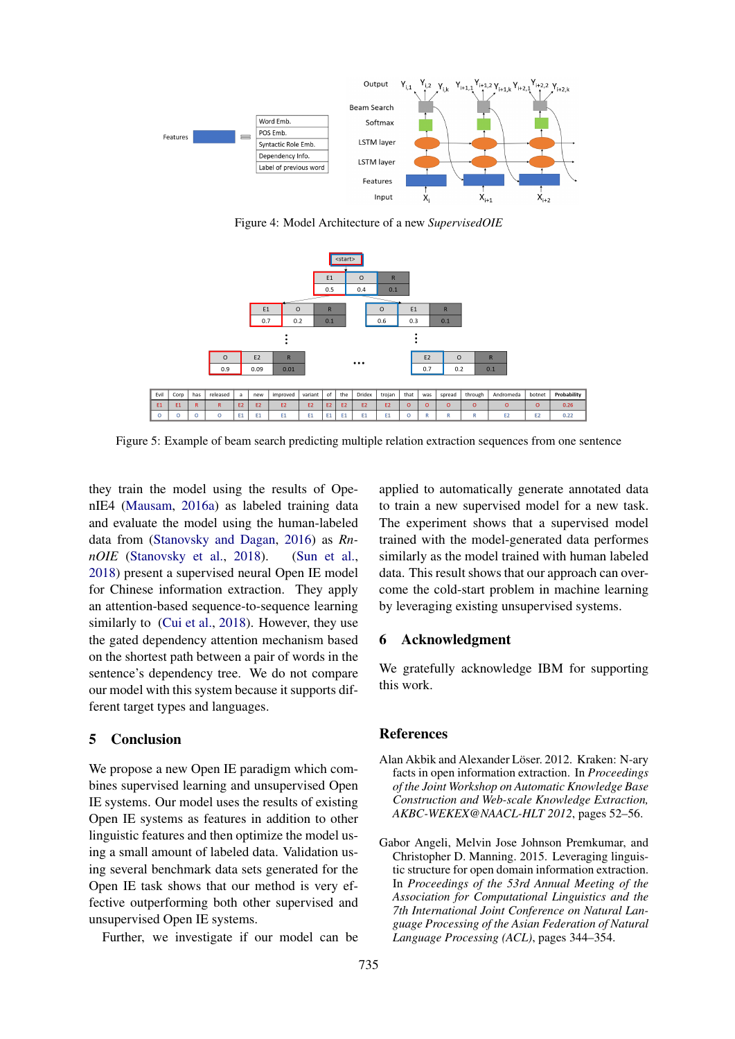Figure 4: Model Architecture of a new *SupervisedOIE*

| Evil | Corp | has | released | a | new | improved | variant | of | the | Dridex | trojan | that | was | spread | through | Andromeda | botnet | Probability |
|---|---|---|---|---|---|---|---|---|---|---|---|---|---|---|---|---|---|---|
| E1 | E1 | R | R | E2 | E2 | E2 | E2 | E2 | E2 | E2 | E2 | O | O | O | O | O | O | 0.26 |
| O | O | O | O | E1 | E1 | E1 | E1 | E1 | E1 | E1 | E1 | O | R | R | R | E2 | E2 | 0.22 |

Figure 5: Example of beam search predicting multiple relation extraction sequences from one sentence

they train the model using the results of OpenIE4 (Mausam, 2016a) as labeled training data and evaluate the model using the human-labeled data from (Stanovsky and Dagan, 2016) as *RnnOIE* (Stanovsky et al., 2018). (Sun et al., 2018) present a supervised neural Open IE model for Chinese information extraction. They apply an attention-based sequence-to-sequence learning similarly to (Cui et al., 2018). However, they use the gated dependency attention mechanism based on the shortest path between a pair of words in the sentence's dependency tree. We do not compare our model with this system because it supports different target types and languages.

## 5 Conclusion

We propose a new Open IE paradigm which combines supervised learning and unsupervised Open IE systems. Our model uses the results of existing Open IE systems as features in addition to other linguistic features and then optimize the model using a small amount of labeled data. Validation using several benchmark data sets generated for the Open IE task shows that our method is very effective outperforming both other supervised and unsupervised Open IE systems.

Further, we investigate if our model can be applied to automatically generate annotated data to train a new supervised model for a new task. The experiment shows that a supervised model trained with the model-generated data performes similarly as the model trained with human labeled data. This result shows that our approach can overcome the cold-start problem in machine learning by leveraging existing unsupervised systems.

## 6 Acknowledgment

We gratefully acknowledge IBM for supporting this work.

## References

Alan Akbik and Alexander Löser. 2012. Kraken: N-ary facts in open information extraction. In *Proceedings of the Joint Workshop on Automatic Knowledge Base Construction and Web-scale Knowledge Extraction, AKBC-WEKEX@NAACL-HLT 2012*, pages 52–56.

Gabor Angeli, Melvin Jose Johnson Premkumar, and Christopher D. Manning. 2015. Leveraging linguistic structure for open domain information extraction. In *Proceedings of the 53rd Annual Meeting of the Association for Computational Linguistics and the 7th International Joint Conference on Natural Language Processing of the Asian Federation of Natural Language Processing (ACL)*, pages 344–354.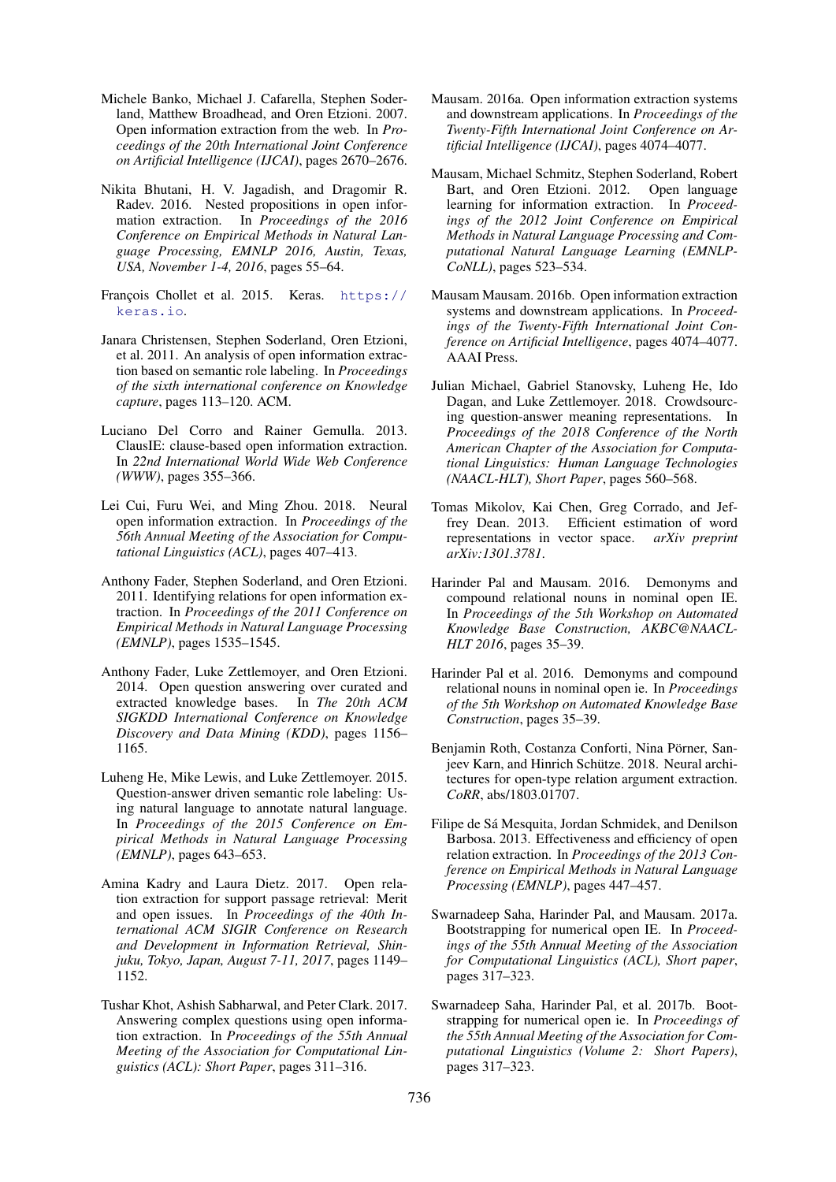Michele Banko, Michael J. Cafarella, Stephen Soderland, Matthew Broadhead, and Oren Etzioni. 2007. Open information extraction from the web. In *Proceedings of the 20th International Joint Conference on Artificial Intelligence (IJCAI)*, pages 2670–2676.

Nikita Bhutani, H. V. Jagadish, and Dragomir R. Radev. 2016. Nested propositions in open information extraction. In *Proceedings of the 2016 Conference on Empirical Methods in Natural Language Processing, EMNLP 2016, Austin, Texas, USA, November 1-4, 2016*, pages 55–64.

François Chollet et al. 2015. Keras. https://keras.io.

Janara Christensen, Stephen Soderland, Oren Etzioni, et al. 2011. An analysis of open information extraction based on semantic role labeling. In *Proceedings of the sixth international conference on Knowledge capture*, pages 113–120. ACM.

Luciano Del Corro and Rainer Gemulla. 2013. ClausIE: clause-based open information extraction. In *22nd International World Wide Web Conference (WWW)*, pages 355–366.

Lei Cui, Furu Wei, and Ming Zhou. 2018. Neural open information extraction. In *Proceedings of the 56th Annual Meeting of the Association for Computational Linguistics (ACL)*, pages 407–413.

Anthony Fader, Stephen Soderland, and Oren Etzioni. 2011. Identifying relations for open information extraction. In *Proceedings of the 2011 Conference on Empirical Methods in Natural Language Processing (EMNLP)*, pages 1535–1545.

Anthony Fader, Luke Zettlemoyer, and Oren Etzioni. 2014. Open question answering over curated and extracted knowledge bases. In *The 20th ACM SIGKDD International Conference on Knowledge Discovery and Data Mining (KDD)*, pages 1156–1165.

Luheng He, Mike Lewis, and Luke Zettlemoyer. 2015. Question-answer driven semantic role labeling: Using natural language to annotate natural language. In *Proceedings of the 2015 Conference on Empirical Methods in Natural Language Processing (EMNLP)*, pages 643–653.

Amina Kadry and Laura Dietz. 2017. Open relation extraction for support passage retrieval: Merit and open issues. In *Proceedings of the 40th International ACM SIGIR Conference on Research and Development in Information Retrieval, Shinjuku, Tokyo, Japan, August 7-11, 2017*, pages 1149–1152.

Tushar Khot, Ashish Sabharwal, and Peter Clark. 2017. Answering complex questions using open information extraction. In *Proceedings of the 55th Annual Meeting of the Association for Computational Linguistics (ACL): Short Paper*, pages 311–316.

Mausam. 2016a. Open information extraction systems and downstream applications. In *Proceedings of the Twenty-Fifth International Joint Conference on Artificial Intelligence (IJCAI)*, pages 4074–4077.

Mausam, Michael Schmitz, Stephen Soderland, Robert Bart, and Oren Etzioni. 2012. Open language learning for information extraction. In *Proceedings of the 2012 Joint Conference on Empirical Methods in Natural Language Processing and Computational Natural Language Learning (EMNLP-CoNLL)*, pages 523–534.

Mausam Mausam. 2016b. Open information extraction systems and downstream applications. In *Proceedings of the Twenty-Fifth International Joint Conference on Artificial Intelligence*, pages 4074–4077. AAAI Press.

Julian Michael, Gabriel Stanovsky, Luheng He, Ido Dagan, and Luke Zettlemoyer. 2018. Crowdsourcing question-answer meaning representations. In *Proceedings of the 2018 Conference of the North American Chapter of the Association for Computational Linguistics: Human Language Technologies (NAACL-HLT), Short Paper*, pages 560–568.

Tomas Mikolov, Kai Chen, Greg Corrado, and Jeffrey Dean. 2013. Efficient estimation of word representations in vector space. *arXiv preprint arXiv:1301.3781*.

Harinder Pal and Mausam. 2016. Demonyms and compound relational nouns in nominal open IE. In *Proceedings of the 5th Workshop on Automated Knowledge Base Construction, AKBC@NAACL-HLT 2016*, pages 35–39.

Harinder Pal et al. 2016. Demonyms and compound relational nouns in nominal open ie. In *Proceedings of the 5th Workshop on Automated Knowledge Base Construction*, pages 35–39.

Benjamin Roth, Costanza Conforti, Nina Pörner, Sanjeev Karn, and Hinrich Schütze. 2018. Neural architectures for open-type relation argument extraction. *CoRR*, abs/1803.01707.

Filipe de Sá Mesquita, Jordan Schmidek, and Denilson Barbosa. 2013. Effectiveness and efficiency of open relation extraction. In *Proceedings of the 2013 Conference on Empirical Methods in Natural Language Processing (EMNLP)*, pages 447–457.

Swarnadeep Saha, Harinder Pal, and Mausam. 2017a. Bootstrapping for numerical open IE. In *Proceedings of the 55th Annual Meeting of the Association for Computational Linguistics (ACL), Short paper*, pages 317–323.

Swarnadeep Saha, Harinder Pal, et al. 2017b. Bootstrapping for numerical open ie. In *Proceedings of the 55th Annual Meeting of the Association for Computational Linguistics (Volume 2: Short Papers)*, pages 317–323.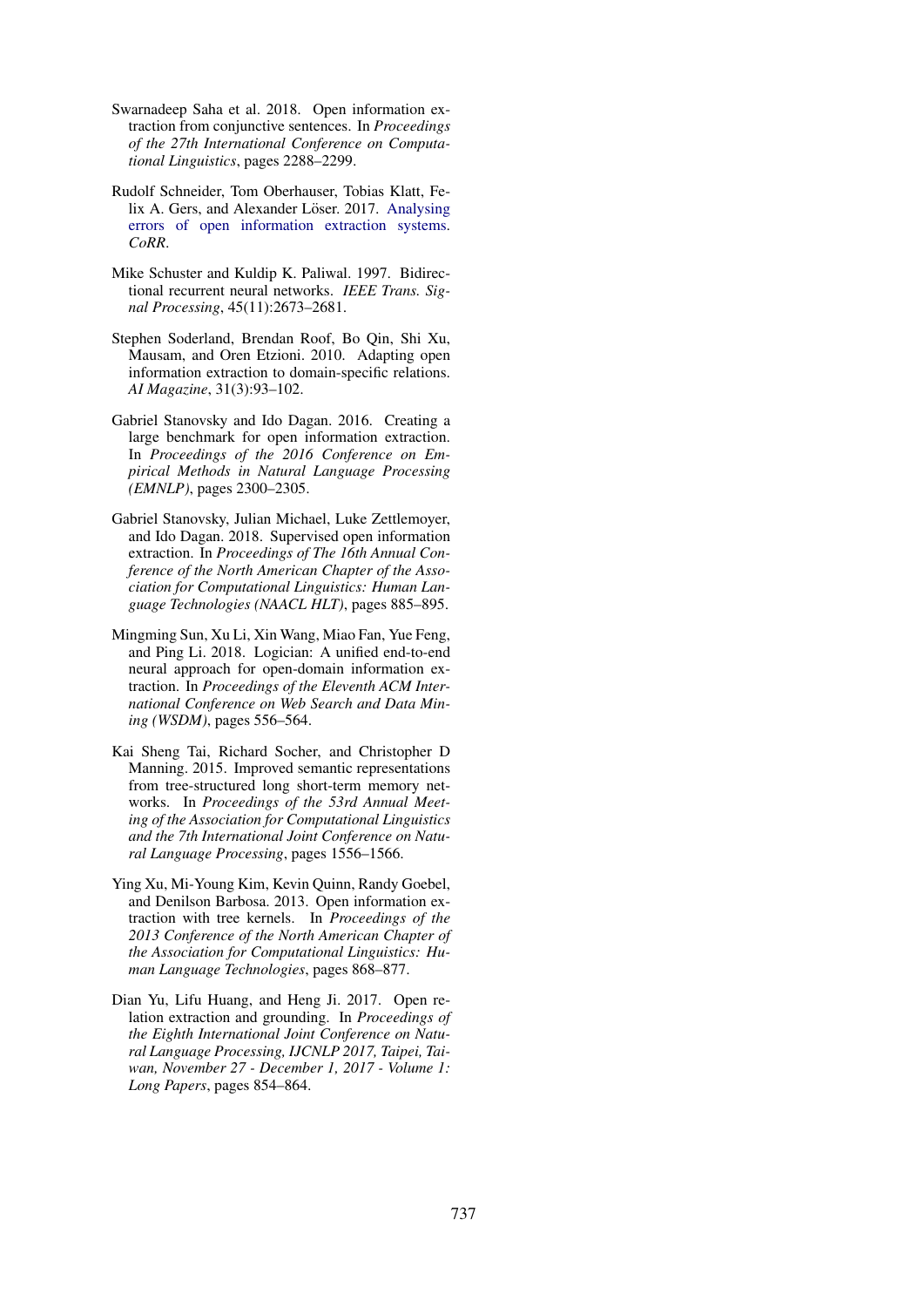Swarnadeep Saha et al. 2018. Open information extraction from conjunctive sentences. In *Proceedings of the 27th International Conference on Computational Linguistics*, pages 2288–2299.

Rudolf Schneider, Tom Oberhauser, Tobias Klatt, Felix A. Gers, and Alexander Löser. 2017. Analysing errors of open information extraction systems. *CoRR*.

Mike Schuster and Kuldip K. Paliwal. 1997. Bidirectional recurrent neural networks. *IEEE Trans. Signal Processing*, 45(11):2673–2681.

Stephen Soderland, Brendan Roof, Bo Qin, Shi Xu, Mausam, and Oren Etzioni. 2010. Adapting open information extraction to domain-specific relations. *AI Magazine*, 31(3):93–102.

Gabriel Stanovsky and Ido Dagan. 2016. Creating a large benchmark for open information extraction. In *Proceedings of the 2016 Conference on Empirical Methods in Natural Language Processing (EMNLP)*, pages 2300–2305.

Gabriel Stanovsky, Julian Michael, Luke Zettlemoyer, and Ido Dagan. 2018. Supervised open information extraction. In *Proceedings of The 16th Annual Conference of the North American Chapter of the Association for Computational Linguistics: Human Language Technologies (NAACL HLT)*, pages 885–895.

Mingming Sun, Xu Li, Xin Wang, Miao Fan, Yue Feng, and Ping Li. 2018. Logician: A unified end-to-end neural approach for open-domain information extraction. In *Proceedings of the Eleventh ACM International Conference on Web Search and Data Mining (WSDM)*, pages 556–564.

Kai Sheng Tai, Richard Socher, and Christopher D Manning. 2015. Improved semantic representations from tree-structured long short-term memory networks. In *Proceedings of the 53rd Annual Meeting of the Association for Computational Linguistics and the 7th International Joint Conference on Natural Language Processing*, pages 1556–1566.

Ying Xu, Mi-Young Kim, Kevin Quinn, Randy Goebel, and Denilson Barbosa. 2013. Open information extraction with tree kernels. In *Proceedings of the 2013 Conference of the North American Chapter of the Association for Computational Linguistics: Human Language Technologies*, pages 868–877.

Dian Yu, Lifu Huang, and Heng Ji. 2017. Open relation extraction and grounding. In *Proceedings of the Eighth International Joint Conference on Natural Language Processing, IJCNLP 2017, Taipei, Taiwan, November 27 - December 1, 2017 - Volume 1: Long Papers*, pages 854–864.